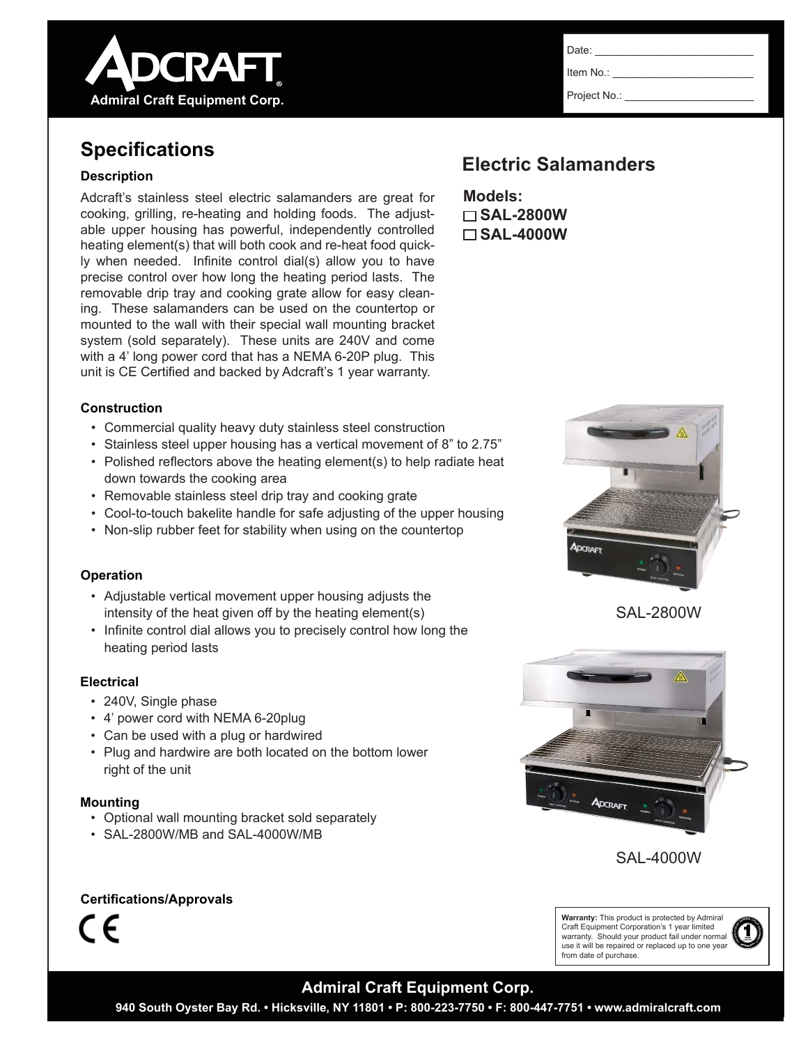# ADCRAFT

Admiral Craft Equipment Corp.

Date: ___________________________

Item No.: ________________________

Project No.: ______________________

## Specifications

### Description

Adcraft's stainless steel electric salamanders are great for cooking, grilling, re-heating and holding foods. The adjustable upper housing has powerful, independently controlled heating element(s) that will both cook and re-heat food quickly when needed. Infinite control dial(s) allow you to have precise control over how long the heating period lasts. The removable drip tray and cooking grate allow for easy cleaning. These salamanders can be used on the countertop or mounted to the wall with their special wall mounting bracket system (sold separately). These units are 240V and come with a 4' long power cord that has a NEMA 6-20P plug. This unit is CE Certified and backed by Adcraft's 1 year warranty.

## Electric Salamanders

**Models:**

- ☐ **SAL-2800W**
- ☐ **SAL-4000W**

### Construction

- Commercial quality heavy duty stainless steel construction
- Stainless steel upper housing has a vertical movement of 8" to 2.75"
- Polished reflectors above the heating element(s) to help radiate heat down towards the cooking area
- Removable stainless steel drip tray and cooking grate
- Cool-to-touch bakelite handle for safe adjusting of the upper housing
- Non-slip rubber feet for stability when using on the countertop

### Operation

- Adjustable vertical movement upper housing adjusts the intensity of the heat given off by the heating element(s)
- Infinite control dial allows you to precisely control how long the heating period lasts

SAL-2800W

### Electrical

- 240V, Single phase
- 4' power cord with NEMA 6-20plug
- Can be used with a plug or hardwired
- Plug and hardwire are both located on the bottom lower right of the unit

### Mounting

- Optional wall mounting bracket sold separately
- SAL-2800W/MB and SAL-4000W/MB

SAL-4000W

### Certifications/Approvals

CE

**Warranty:** This product is protected by Admiral Craft Equipment Corporation's 1 year limited warranty. Should your product fail under normal use it will be repaired or replaced up to one year from date of purchase.

**Admiral Craft Equipment Corp.**

**940 South Oyster Bay Rd. • Hicksville, NY 11801 • P: 800-223-7750 • F: 800-447-7751 • www.admiralcraft.com**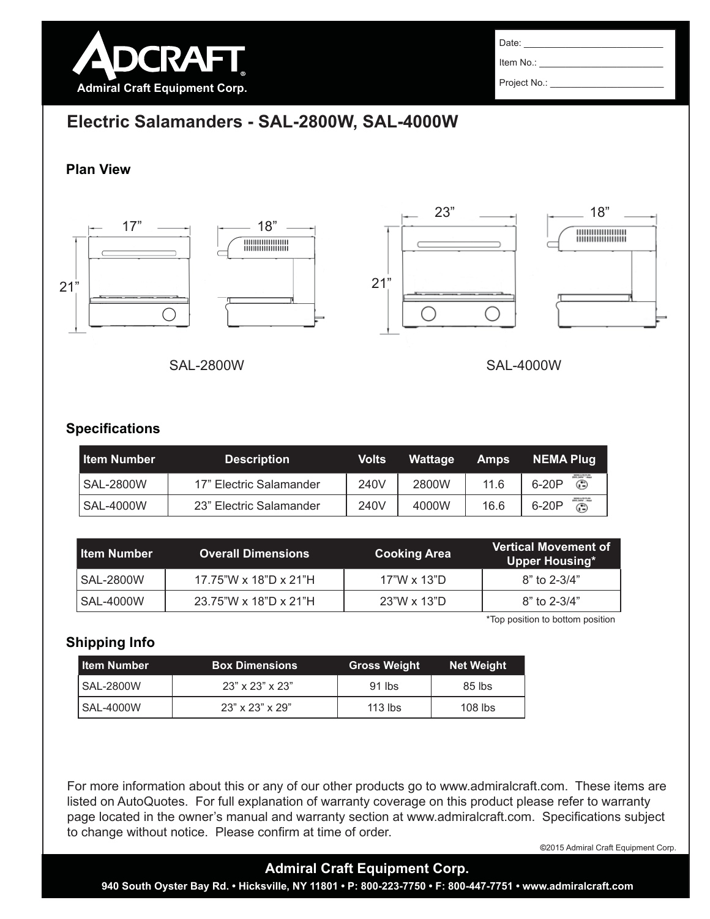Admiral Craft Equipment Corp.

| |
|---|
| Date: |
| Item No.: |
| Project No.: |

# Electric Salamanders - SAL-2800W, SAL-4000W

## Plan View

17”

18”

21”

23”

18”

21”

SAL-2800W

SAL-4000W

## Specifications

| Item Number | Description | Volts | Wattage | Amps | NEMA Plug |
|---|---|---|---|---|---|
| SAL-2800W | 17” Electric Salamander | 240V | 2800W | 11.6 | 6-20P |
| SAL-4000W | 23” Electric Salamander | 240V | 4000W | 16.6 | 6-20P |

| Item Number | Overall Dimensions | Cooking Area | Vertical Movement of Upper Housing* |
|---|---|---|---|
| SAL-2800W | 17.75”W x 18”D x 21”H | 17”W x 13”D | 8” to 2-3/4” |
| SAL-4000W | 23.75”W x 18”D x 21”H | 23”W x 13”D | 8” to 2-3/4” |

*Top position to bottom position

## Shipping Info

| Item Number | Box Dimensions | Gross Weight | Net Weight |
|---|---|---|---|
| SAL-2800W | 23” x 23” x 23” | 91 lbs | 85 lbs |
| SAL-4000W | 23” x 23” x 29” | 113 lbs | 108 lbs |

For more information about this or any of our other products go to www.admiralcraft.com. These items are listed on AutoQuotes. For full explanation of warranty coverage on this product please refer to warranty page located in the owner’s manual and warranty section at www.admiralcraft.com. Specifications subject to change without notice. Please confirm at time of order.

©2015 Admiral Craft Equipment Corp.

**Admiral Craft Equipment Corp.**

940 South Oyster Bay Rd. • Hicksville, NY 11801 • P: 800-223-7750 • F: 800-447-7751 • www.admiralcraft.com